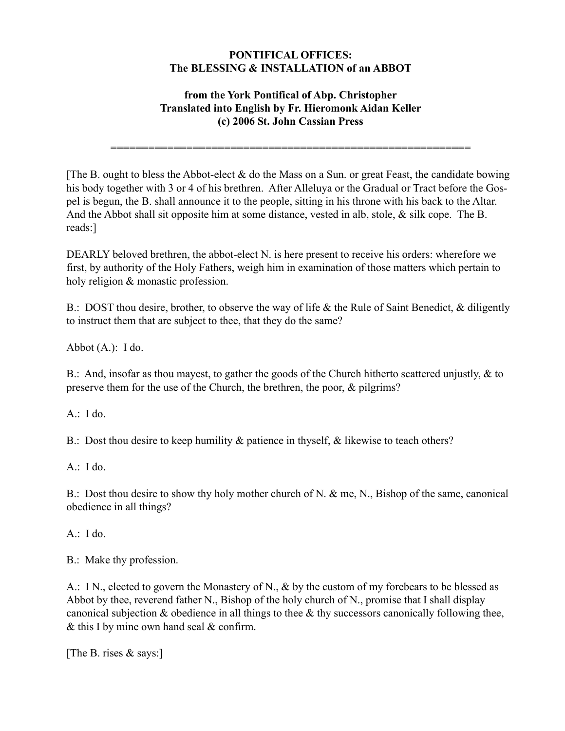# PONTIFICAL OFFICES:
# The BLESSING & INSTALLATION of an ABBOT

### from the York Pontifical of Abp. Christopher
### Translated into English by Fr. Hieromonk Aidan Keller
### (c) 2006 St. John Cassian Press

============================================================

[The B. ought to bless the Abbot-elect & do the Mass on a Sun. or great Feast, the candidate bowing his body together with 3 or 4 of his brethren. After Alleluya or the Gradual or Tract before the Gospel is begun, the B. shall announce it to the people, sitting in his throne with his back to the Altar. And the Abbot shall sit opposite him at some distance, vested in alb, stole, & silk cope. The B. reads:]

DEARLY beloved brethren, the abbot-elect N. is here present to receive his orders: wherefore we first, by authority of the Holy Fathers, weigh him in examination of those matters which pertain to holy religion & monastic profession.

B.: DOST thou desire, brother, to observe the way of life & the Rule of Saint Benedict, & diligently to instruct them that are subject to thee, that they do the same?

Abbot (A.): I do.

B.: And, insofar as thou mayest, to gather the goods of the Church hitherto scattered unjustly, & to preserve them for the use of the Church, the brethren, the poor, & pilgrims?

A.: I do.

B.: Dost thou desire to keep humility & patience in thyself, & likewise to teach others?

A.: I do.

B.: Dost thou desire to show thy holy mother church of N. & me, N., Bishop of the same, canonical obedience in all things?

A.: I do.

B.: Make thy profession.

A.: I N., elected to govern the Monastery of N., & by the custom of my forebears to be blessed as Abbot by thee, reverend father N., Bishop of the holy church of N., promise that I shall display canonical subjection & obedience in all things to thee & thy successors canonically following thee, & this I by mine own hand seal & confirm.

[The B. rises & says:]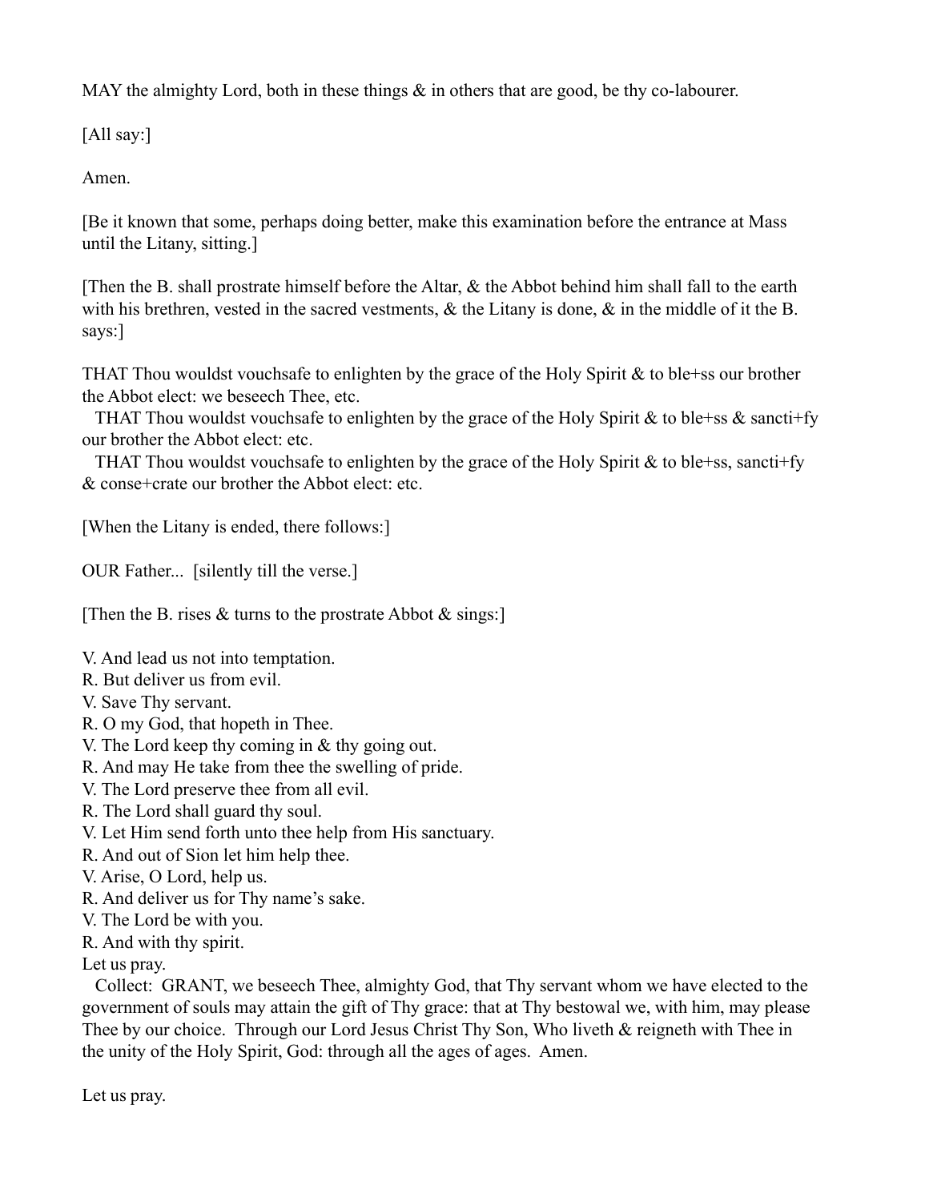MAY the almighty Lord, both in these things & in others that are good, be thy co-labourer.

[All say:]

Amen.

[Be it known that some, perhaps doing better, make this examination before the entrance at Mass until the Litany, sitting.]

[Then the B. shall prostrate himself before the Altar, & the Abbot behind him shall fall to the earth with his brethren, vested in the sacred vestments, & the Litany is done, & in the middle of it the B. says:]

THAT Thou wouldst vouchsafe to enlighten by the grace of the Holy Spirit & to ble+ss our brother the Abbot elect: we beseech Thee, etc.

THAT Thou wouldst vouchsafe to enlighten by the grace of the Holy Spirit & to ble+ss & sancti+fy our brother the Abbot elect: etc.

THAT Thou wouldst vouchsafe to enlighten by the grace of the Holy Spirit & to ble+ss, sancti+fy & conse+crate our brother the Abbot elect: etc.

[When the Litany is ended, there follows:]

OUR Father... [silently till the verse.]

[Then the B. rises & turns to the prostrate Abbot & sings:]

V. And lead us not into temptation.  
R. But deliver us from evil.  
V. Save Thy servant.  
R. O my God, that hopeth in Thee.  
V. The Lord keep thy coming in & thy going out.  
R. And may He take from thee the swelling of pride.  
V. The Lord preserve thee from all evil.  
R. The Lord shall guard thy soul.  
V. Let Him send forth unto thee help from His sanctuary.  
R. And out of Sion let him help thee.  
V. Arise, O Lord, help us.  
R. And deliver us for Thy name's sake.  
V. The Lord be with you.  
R. And with thy spirit.  
Let us pray.

Collect: GRANT, we beseech Thee, almighty God, that Thy servant whom we have elected to the government of souls may attain the gift of Thy grace: that at Thy bestowal we, with him, may please Thee by our choice. Through our Lord Jesus Christ Thy Son, Who liveth & reigneth with Thee in the unity of the Holy Spirit, God: through all the ages of ages. Amen.

Let us pray.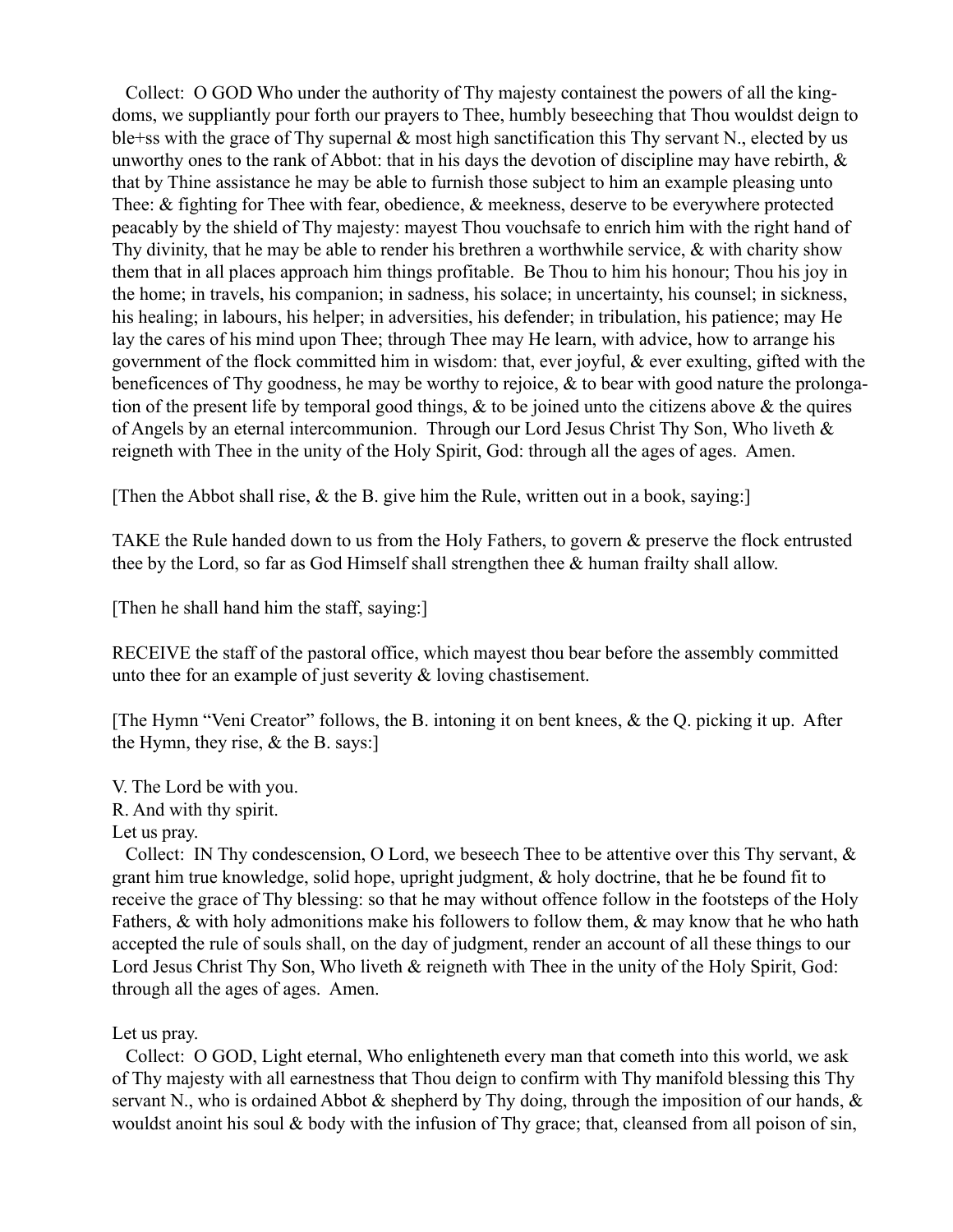Collect: O GOD Who under the authority of Thy majesty containest the powers of all the kingdoms, we suppliantly pour forth our prayers to Thee, humbly beseeching that Thou wouldst deign to ble+ss with the grace of Thy supernal & most high sanctification this Thy servant N., elected by us unworthy ones to the rank of Abbot: that in his days the devotion of discipline may have rebirth, & that by Thine assistance he may be able to furnish those subject to him an example pleasing unto Thee: & fighting for Thee with fear, obedience, & meekness, deserve to be everywhere protected peacably by the shield of Thy majesty: mayest Thou vouchsafe to enrich him with the right hand of Thy divinity, that he may be able to render his brethren a worthwhile service, & with charity show them that in all places approach him things profitable. Be Thou to him his honour; Thou his joy in the home; in travels, his companion; in sadness, his solace; in uncertainty, his counsel; in sickness, his healing; in labours, his helper; in adversities, his defender; in tribulation, his patience; may He lay the cares of his mind upon Thee; through Thee may He learn, with advice, how to arrange his government of the flock committed him in wisdom: that, ever joyful, & ever exulting, gifted with the beneficences of Thy goodness, he may be worthy to rejoice, & to bear with good nature the prolongation of the present life by temporal good things, & to be joined unto the citizens above & the quires of Angels by an eternal intercommunion. Through our Lord Jesus Christ Thy Son, Who liveth & reigneth with Thee in the unity of the Holy Spirit, God: through all the ages of ages. Amen.

[Then the Abbot shall rise, & the B. give him the Rule, written out in a book, saying:]

TAKE the Rule handed down to us from the Holy Fathers, to govern & preserve the flock entrusted thee by the Lord, so far as God Himself shall strengthen thee & human frailty shall allow.

[Then he shall hand him the staff, saying:]

RECEIVE the staff of the pastoral office, which mayest thou bear before the assembly committed unto thee for an example of just severity & loving chastisement.

[The Hymn "Veni Creator" follows, the B. intoning it on bent knees, & the Q. picking it up. After the Hymn, they rise, & the B. says:]

V. The Lord be with you.
R. And with thy spirit.
Let us pray.

Collect: IN Thy condescension, O Lord, we beseech Thee to be attentive over this Thy servant, & grant him true knowledge, solid hope, upright judgment, & holy doctrine, that he be found fit to receive the grace of Thy blessing: so that he may without offence follow in the footsteps of the Holy Fathers, & with holy admonitions make his followers to follow them, & may know that he who hath accepted the rule of souls shall, on the day of judgment, render an account of all these things to our Lord Jesus Christ Thy Son, Who liveth & reigneth with Thee in the unity of the Holy Spirit, God: through all the ages of ages. Amen.

Let us pray.

Collect: O GOD, Light eternal, Who enlighteneth every man that cometh into this world, we ask of Thy majesty with all earnestness that Thou deign to confirm with Thy manifold blessing this Thy servant N., who is ordained Abbot & shepherd by Thy doing, through the imposition of our hands, & wouldst anoint his soul & body with the infusion of Thy grace; that, cleansed from all poison of sin,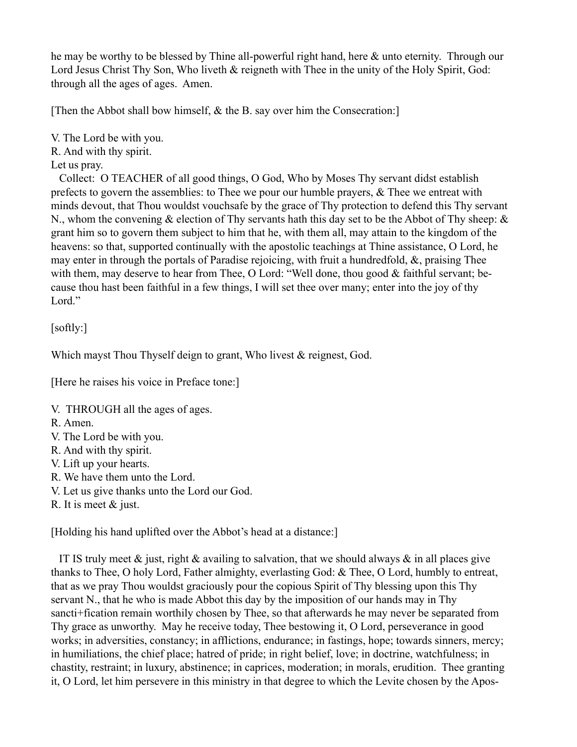he may be worthy to be blessed by Thine all-powerful right hand, here & unto eternity. Through our Lord Jesus Christ Thy Son, Who liveth & reigneth with Thee in the unity of the Holy Spirit, God: through all the ages of ages. Amen.

[Then the Abbot shall bow himself, & the B. say over him the Consecration:]

V. The Lord be with you.
R. And with thy spirit.
Let us pray.

Collect: O TEACHER of all good things, O God, Who by Moses Thy servant didst establish prefects to govern the assemblies: to Thee we pour our humble prayers, & Thee we entreat with minds devout, that Thou wouldst vouchsafe by the grace of Thy protection to defend this Thy servant N., whom the convening & election of Thy servants hath this day set to be the Abbot of Thy sheep: & grant him so to govern them subject to him that he, with them all, may attain to the kingdom of the heavens: so that, supported continually with the apostolic teachings at Thine assistance, O Lord, he may enter in through the portals of Paradise rejoicing, with fruit a hundredfold, &, praising Thee with them, may deserve to hear from Thee, O Lord: "Well done, thou good & faithful servant; because thou hast been faithful in a few things, I will set thee over many; enter into the joy of thy Lord."

[softly:]

Which mayst Thou Thyself deign to grant, Who livest & reignest, God.

[Here he raises his voice in Preface tone:]

V. THROUGH all the ages of ages.
R. Amen.
V. The Lord be with you.
R. And with thy spirit.
V. Lift up your hearts.
R. We have them unto the Lord.
V. Let us give thanks unto the Lord our God.
R. It is meet & just.

[Holding his hand uplifted over the Abbot's head at a distance:]

IT IS truly meet & just, right & availing to salvation, that we should always & in all places give thanks to Thee, O holy Lord, Father almighty, everlasting God: & Thee, O Lord, humbly to entreat, that as we pray Thou wouldst graciously pour the copious Spirit of Thy blessing upon this Thy servant N., that he who is made Abbot this day by the imposition of our hands may in Thy sancti+fication remain worthily chosen by Thee, so that afterwards he may never be separated from Thy grace as unworthy. May he receive today, Thee bestowing it, O Lord, perseverance in good works; in adversities, constancy; in afflictions, endurance; in fastings, hope; towards sinners, mercy; in humiliations, the chief place; hatred of pride; in right belief, love; in doctrine, watchfulness; in chastity, restraint; in luxury, abstinence; in caprices, moderation; in morals, erudition. Thee granting it, O Lord, let him persevere in this ministry in that degree to which the Levite chosen by the Apos-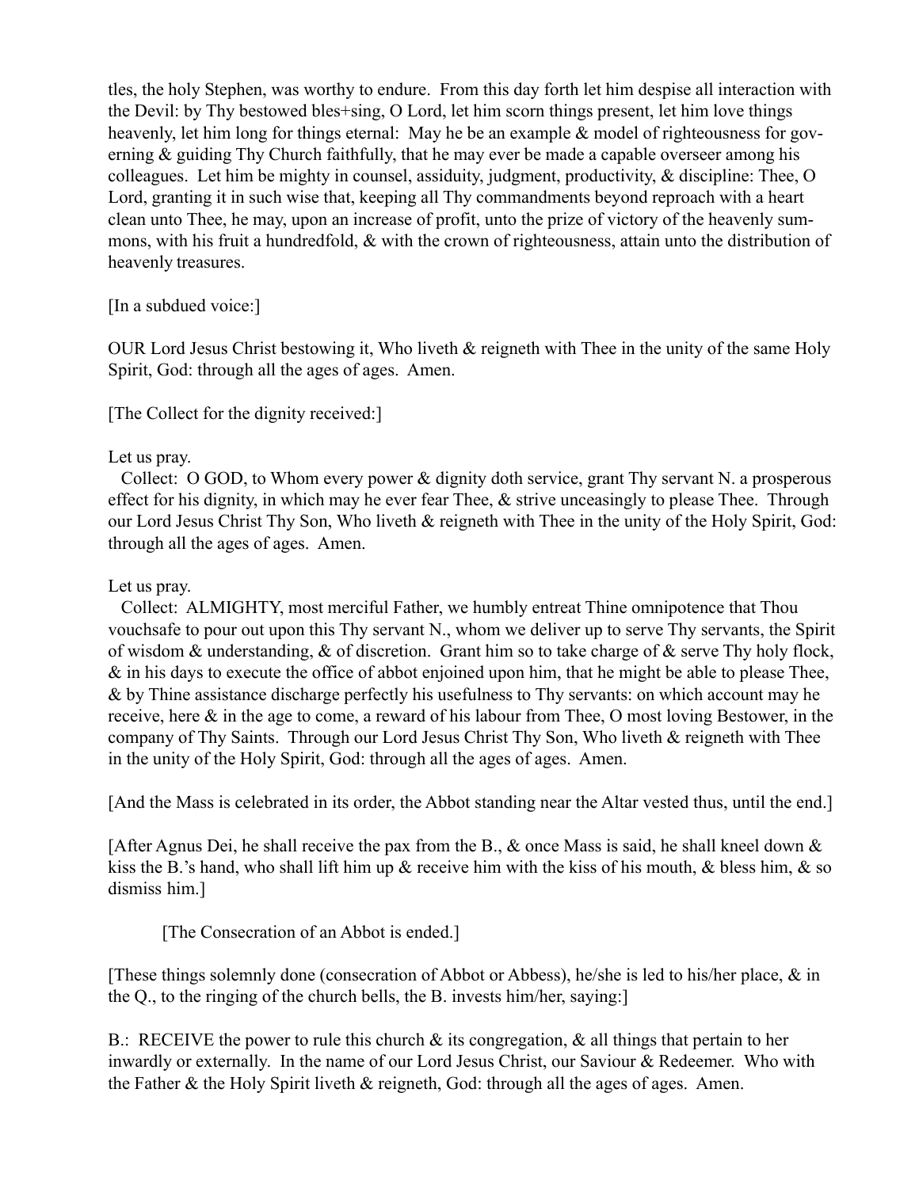tles, the holy Stephen, was worthy to endure. From this day forth let him despise all interaction with the Devil: by Thy bestowed bles+sing, O Lord, let him scorn things present, let him love things heavenly, let him long for things eternal: May he be an example & model of righteousness for governing & guiding Thy Church faithfully, that he may ever be made a capable overseer among his colleagues. Let him be mighty in counsel, assiduity, judgment, productivity, & discipline: Thee, O Lord, granting it in such wise that, keeping all Thy commandments beyond reproach with a heart clean unto Thee, he may, upon an increase of profit, unto the prize of victory of the heavenly summons, with his fruit a hundredfold, & with the crown of righteousness, attain unto the distribution of heavenly treasures.

[In a subdued voice:]

OUR Lord Jesus Christ bestowing it, Who liveth & reigneth with Thee in the unity of the same Holy Spirit, God: through all the ages of ages. Amen.

[The Collect for the dignity received:]

Let us pray.

Collect: O GOD, to Whom every power & dignity doth service, grant Thy servant N. a prosperous effect for his dignity, in which may he ever fear Thee, & strive unceasingly to please Thee. Through our Lord Jesus Christ Thy Son, Who liveth & reigneth with Thee in the unity of the Holy Spirit, God: through all the ages of ages. Amen.

Let us pray.

Collect: ALMIGHTY, most merciful Father, we humbly entreat Thine omnipotence that Thou vouchsafe to pour out upon this Thy servant N., whom we deliver up to serve Thy servants, the Spirit of wisdom & understanding, & of discretion. Grant him so to take charge of & serve Thy holy flock, & in his days to execute the office of abbot enjoined upon him, that he might be able to please Thee, & by Thine assistance discharge perfectly his usefulness to Thy servants: on which account may he receive, here & in the age to come, a reward of his labour from Thee, O most loving Bestower, in the company of Thy Saints. Through our Lord Jesus Christ Thy Son, Who liveth & reigneth with Thee in the unity of the Holy Spirit, God: through all the ages of ages. Amen.

[And the Mass is celebrated in its order, the Abbot standing near the Altar vested thus, until the end.]

[After Agnus Dei, he shall receive the pax from the B., & once Mass is said, he shall kneel down & kiss the B.'s hand, who shall lift him up & receive him with the kiss of his mouth, & bless him, & so dismiss him.]

[The Consecration of an Abbot is ended.]

[These things solemnly done (consecration of Abbot or Abbess), he/she is led to his/her place, & in the Q., to the ringing of the church bells, the B. invests him/her, saying:]

B.: RECEIVE the power to rule this church & its congregation, & all things that pertain to her inwardly or externally. In the name of our Lord Jesus Christ, our Saviour & Redeemer. Who with the Father & the Holy Spirit liveth & reigneth, God: through all the ages of ages. Amen.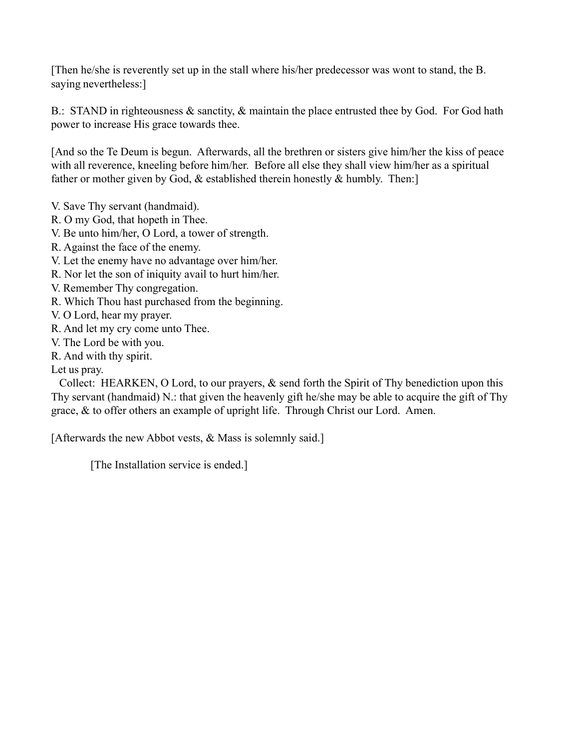[Then he/she is reverently set up in the stall where his/her predecessor was wont to stand, the B. saying nevertheless:]

B.: STAND in righteousness & sanctity, & maintain the place entrusted thee by God. For God hath power to increase His grace towards thee.

[And so the Te Deum is begun. Afterwards, all the brethren or sisters give him/her the kiss of peace with all reverence, kneeling before him/her. Before all else they shall view him/her as a spiritual father or mother given by God, & established therein honestly & humbly. Then:]

V. Save Thy servant (handmaid).
R. O my God, that hopeth in Thee.
V. Be unto him/her, O Lord, a tower of strength.
R. Against the face of the enemy.
V. Let the enemy have no advantage over him/her.
R. Nor let the son of iniquity avail to hurt him/her.
V. Remember Thy congregation.
R. Which Thou hast purchased from the beginning.
V. O Lord, hear my prayer.
R. And let my cry come unto Thee.
V. The Lord be with you.
R. And with thy spirit.
Let us pray.

Collect: HEARKEN, O Lord, to our prayers, & send forth the Spirit of Thy benediction upon this Thy servant (handmaid) N.: that given the heavenly gift he/she may be able to acquire the gift of Thy grace, & to offer others an example of upright life. Through Christ our Lord. Amen.

[Afterwards the new Abbot vests, & Mass is solemnly said.]

[The Installation service is ended.]